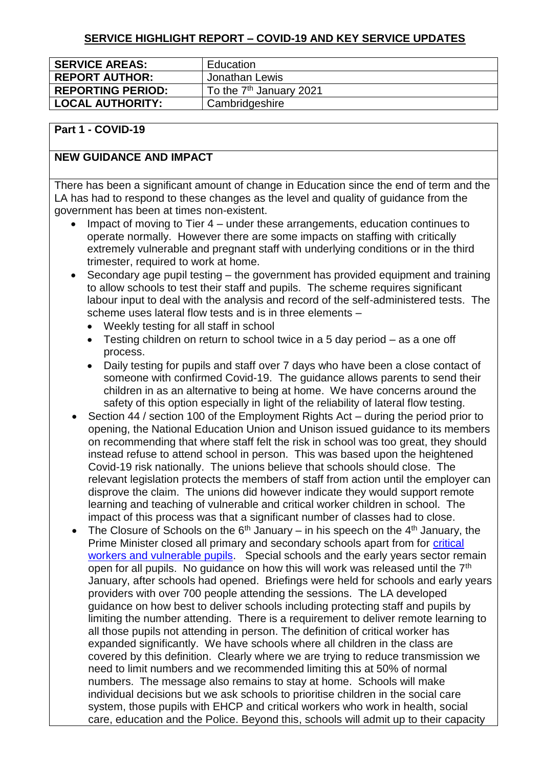## SERVICE HIGHLIGHT REPORT – COVID-19 AND KEY SERVICE UPDATES

| | |
|---|---|
| **SERVICE AREAS:** | Education |
| **REPORT AUTHOR:** | Jonathan Lewis |
| **REPORTING PERIOD:** | To the 7th January 2021 |
| **LOCAL AUTHORITY:** | Cambridgeshire |

**Part 1 - COVID-19**

**NEW GUIDANCE AND IMPACT**

There has been a significant amount of change in Education since the end of term and the LA has had to respond to these changes as the level and quality of guidance from the government has been at times non-existent.

- Impact of moving to Tier 4 – under these arrangements, education continues to operate normally. However there are some impacts on staffing with critically extremely vulnerable and pregnant staff with underlying conditions or in the third trimester, required to work at home.
- Secondary age pupil testing – the government has provided equipment and training to allow schools to test their staff and pupils. The scheme requires significant labour input to deal with the analysis and record of the self-administered tests. The scheme uses lateral flow tests and is in three elements –
  - Weekly testing for all staff in school
  - Testing children on return to school twice in a 5 day period – as a one off process.
  - Daily testing for pupils and staff over 7 days who have been a close contact of someone with confirmed Covid-19. The guidance allows parents to send their children in as an alternative to being at home. We have concerns around the safety of this option especially in light of the reliability of lateral flow testing.
- Section 44 / section 100 of the Employment Rights Act – during the period prior to opening, the National Education Union and Unison issued guidance to its members on recommending that where staff felt the risk in school was too great, they should instead refuse to attend school in person. This was based upon the heightened Covid-19 risk nationally. The unions believe that schools should close. The relevant legislation protects the members of staff from action until the employer can disprove the claim. The unions did however indicate they would support remote learning and teaching of vulnerable and critical worker children in school. The impact of this process was that a significant number of classes had to close.
- The Closure of Schools on the 6th January – in his speech on the 4th January, the Prime Minister closed all primary and secondary schools apart from for critical workers and vulnerable pupils. Special schools and the early years sector remain open for all pupils. No guidance on how this will work was released until the 7th January, after schools had opened. Briefings were held for schools and early years providers with over 700 people attending the sessions. The LA developed guidance on how best to deliver schools including protecting staff and pupils by limiting the number attending. There is a requirement to deliver remote learning to all those pupils not attending in person. The definition of critical worker has expanded significantly. We have schools where all children in the class are covered by this definition. Clearly where we are trying to reduce transmission we need to limit numbers and we recommended limiting this at 50% of normal numbers. The message also remains to stay at home. Schools will make individual decisions but we ask schools to prioritise children in the social care system, those pupils with EHCP and critical workers who work in health, social care, education and the Police. Beyond this, schools will admit up to their capacity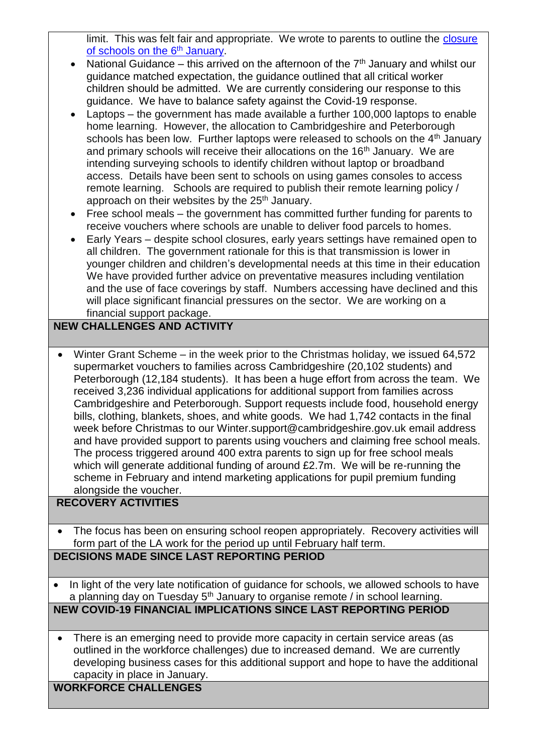limit. This was felt fair and appropriate. We wrote to parents to outline the [closure of schools on the 6th January](#).

- National Guidance – this arrived on the afternoon of the 7th January and whilst our guidance matched expectation, the guidance outlined that all critical worker children should be admitted. We are currently considering our response to this guidance. We have to balance safety against the Covid-19 response.
- Laptops – the government has made available a further 100,000 laptops to enable home learning. However, the allocation to Cambridgeshire and Peterborough schools has been low. Further laptops were released to schools on the 4th January and primary schools will receive their allocations on the 16th January. We are intending surveying schools to identify children without laptop or broadband access. Details have been sent to schools on using games consoles to access remote learning. Schools are required to publish their remote learning policy / approach on their websites by the 25th January.
- Free school meals – the government has committed further funding for parents to receive vouchers where schools are unable to deliver food parcels to homes.
- Early Years – despite school closures, early years settings have remained open to all children. The government rationale for this is that transmission is lower in younger children and children's developmental needs at this time in their education We have provided further advice on preventative measures including ventilation and the use of face coverings by staff. Numbers accessing have declined and this will place significant financial pressures on the sector. We are working on a financial support package.

**NEW CHALLENGES AND ACTIVITY**

- Winter Grant Scheme – in the week prior to the Christmas holiday, we issued 64,572 supermarket vouchers to families across Cambridgeshire (20,102 students) and Peterborough (12,184 students). It has been a huge effort from across the team. We received 3,236 individual applications for additional support from families across Cambridgeshire and Peterborough. Support requests include food, household energy bills, clothing, blankets, shoes, and white goods. We had 1,742 contacts in the final week before Christmas to our Winter.support@cambridgeshire.gov.uk email address and have provided support to parents using vouchers and claiming free school meals. The process triggered around 400 extra parents to sign up for free school meals which will generate additional funding of around £2.7m. We will be re-running the scheme in February and intend marketing applications for pupil premium funding alongside the voucher.

**RECOVERY ACTIVITIES**

- The focus has been on ensuring school reopen appropriately. Recovery activities will form part of the LA work for the period up until February half term.

**DECISIONS MADE SINCE LAST REPORTING PERIOD**

- In light of the very late notification of guidance for schools, we allowed schools to have a planning day on Tuesday 5th January to organise remote / in school learning.

**NEW COVID-19 FINANCIAL IMPLICATIONS SINCE LAST REPORTING PERIOD**

- There is an emerging need to provide more capacity in certain service areas (as outlined in the workforce challenges) due to increased demand. We are currently developing business cases for this additional support and hope to have the additional capacity in place in January.

**WORKFORCE CHALLENGES**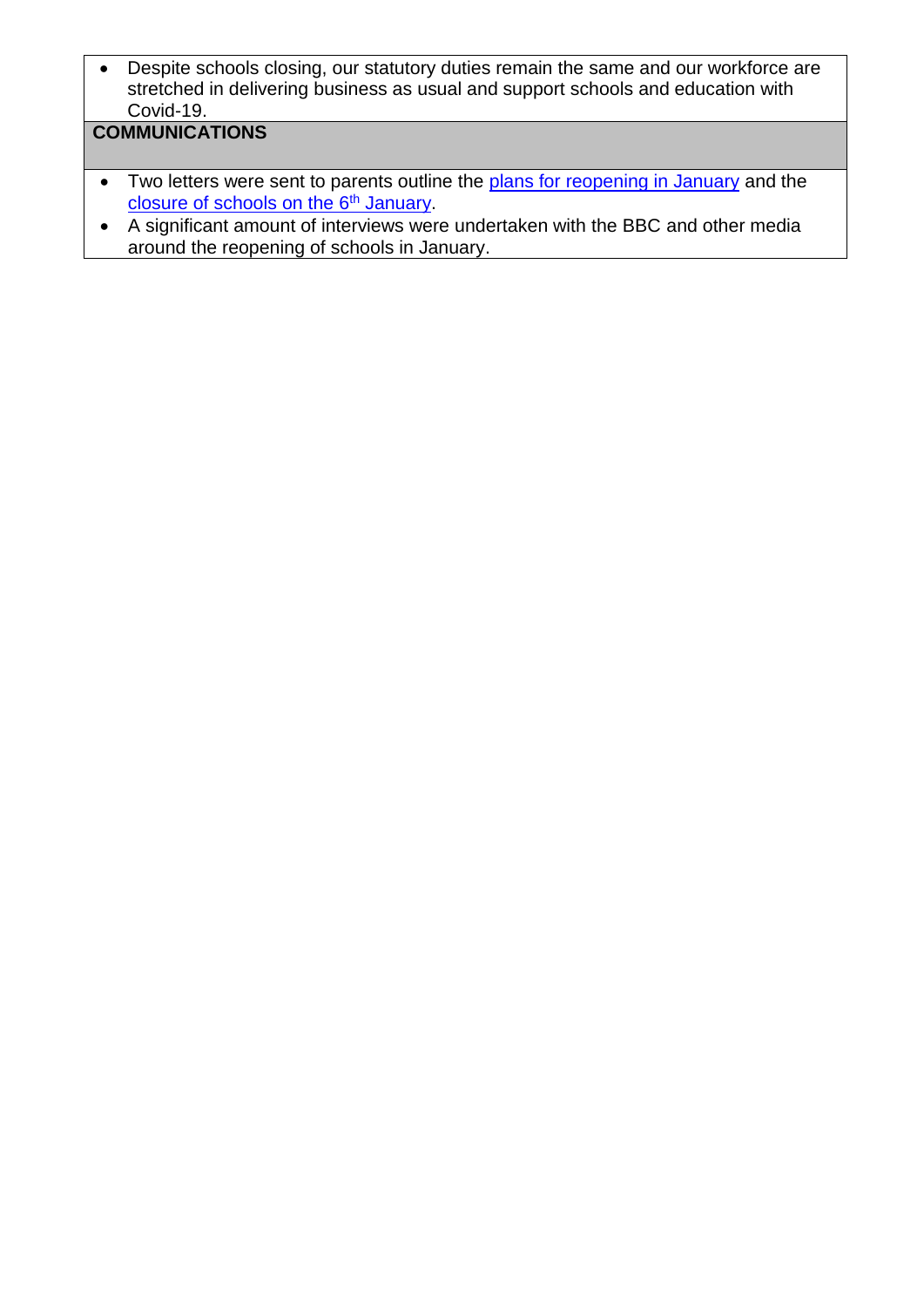- Despite schools closing, our statutory duties remain the same and our workforce are stretched in delivering business as usual and support schools and education with Covid-19.

**COMMUNICATIONS**

- Two letters were sent to parents outline the plans for reopening in January and the closure of schools on the 6th January.
- A significant amount of interviews were undertaken with the BBC and other media around the reopening of schools in January.